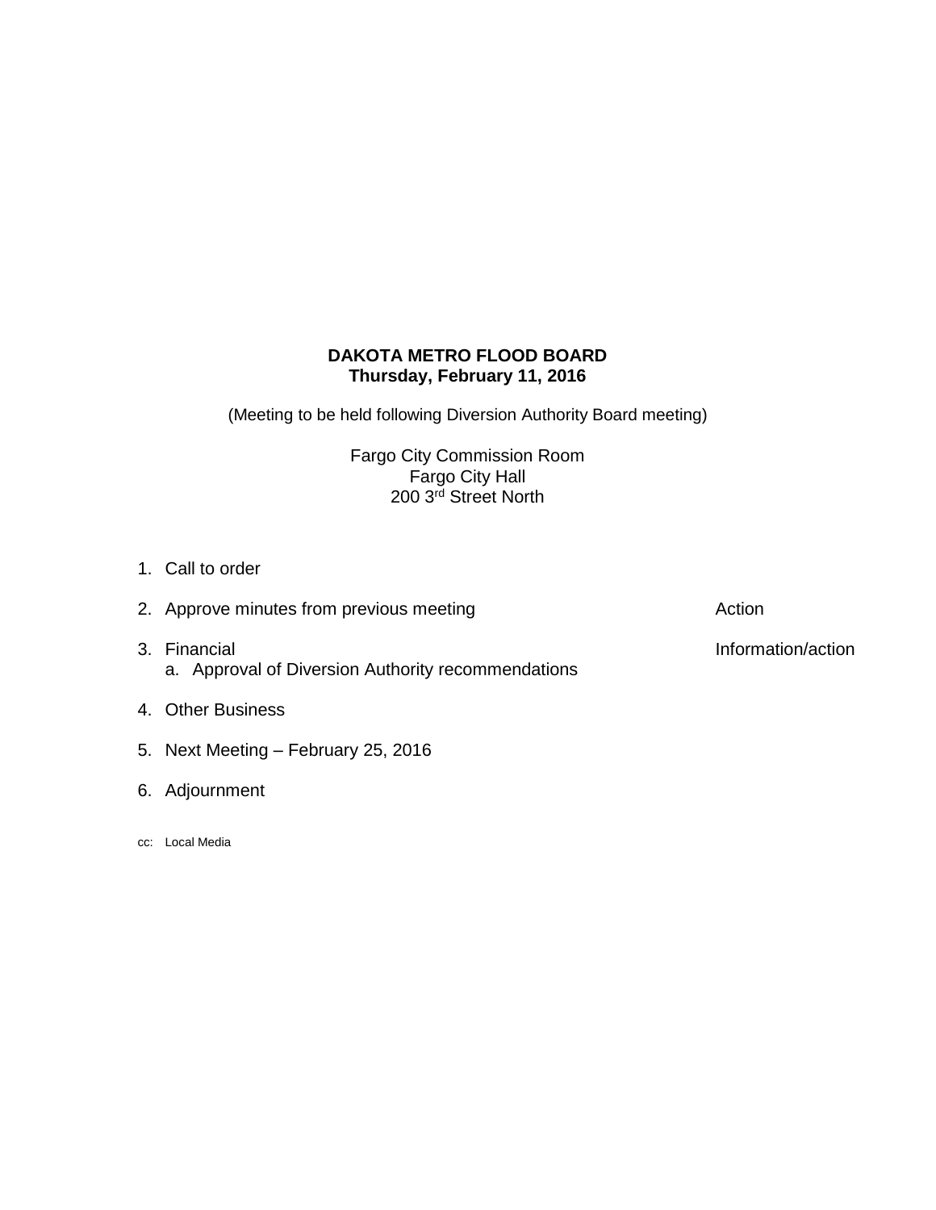**DAKOTA METRO FLOOD BOARD**
**Thursday, February 11, 2016**

(Meeting to be held following Diversion Authority Board meeting)

Fargo City Commission Room
Fargo City Hall
200 3rd Street North

1. Call to order
2. Approve minutes from previous meeting — Action
3. Financial — Information/action
   a. Approval of Diversion Authority recommendations
4. Other Business
5. Next Meeting – February 25, 2016
6. Adjournment

cc: Local Media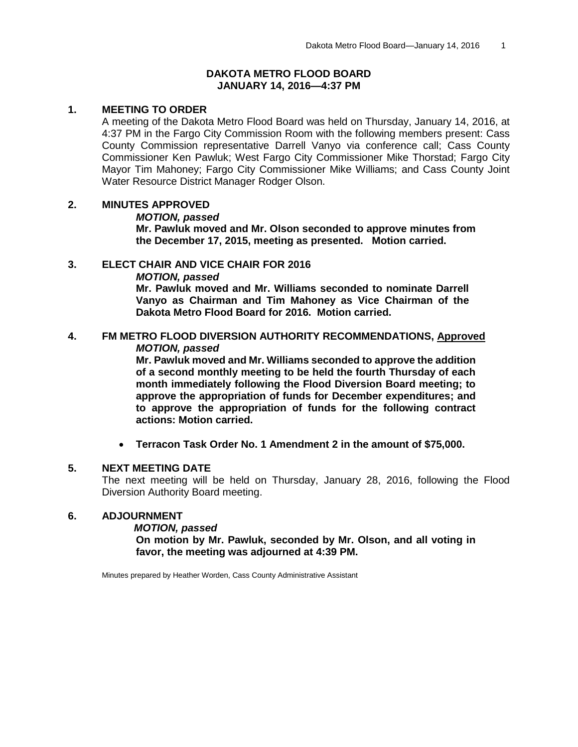# DAKOTA METRO FLOOD BOARD
## JANUARY 14, 2016—4:37 PM

## 1. MEETING TO ORDER

A meeting of the Dakota Metro Flood Board was held on Thursday, January 14, 2016, at 4:37 PM in the Fargo City Commission Room with the following members present: Cass County Commission representative Darrell Vanyo via conference call; Cass County Commissioner Ken Pawluk; West Fargo City Commissioner Mike Thorstad; Fargo City Mayor Tim Mahoney; Fargo City Commissioner Mike Williams; and Cass County Joint Water Resource District Manager Rodger Olson.

## 2. MINUTES APPROVED

***MOTION, passed***

**Mr. Pawluk moved and Mr. Olson seconded to approve minutes from the December 17, 2015, meeting as presented. Motion carried.**

## 3. ELECT CHAIR AND VICE CHAIR FOR 2016

***MOTION, passed***

**Mr. Pawluk moved and Mr. Williams seconded to nominate Darrell Vanyo as Chairman and Tim Mahoney as Vice Chairman of the Dakota Metro Flood Board for 2016. Motion carried.**

## 4. FM METRO FLOOD DIVERSION AUTHORITY RECOMMENDATIONS, Approved

***MOTION, passed***

**Mr. Pawluk moved and Mr. Williams seconded to approve the addition of a second monthly meeting to be held the fourth Thursday of each month immediately following the Flood Diversion Board meeting; to approve the appropriation of funds for December expenditures; and to approve the appropriation of funds for the following contract actions: Motion carried.**

- **Terracon Task Order No. 1 Amendment 2 in the amount of $75,000.**

## 5. NEXT MEETING DATE

The next meeting will be held on Thursday, January 28, 2016, following the Flood Diversion Authority Board meeting.

## 6. ADJOURNMENT

***MOTION, passed***

**On motion by Mr. Pawluk, seconded by Mr. Olson, and all voting in favor, the meeting was adjourned at 4:39 PM.**

Minutes prepared by Heather Worden, Cass County Administrative Assistant